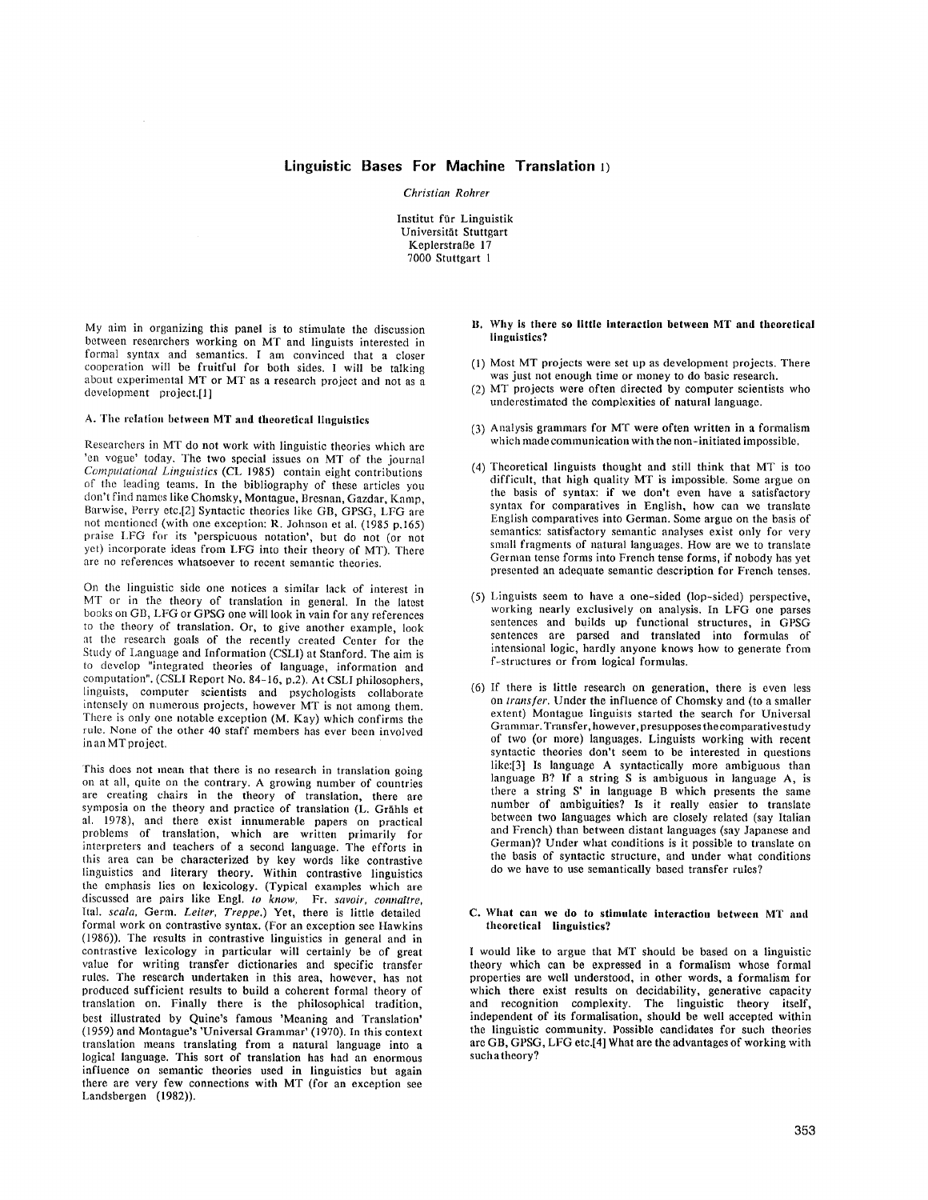# Linguistic Bases For Machine Translation 1)

*Christian Rohrer*

Institut für Linguistik
Universität Stuttgart
Keplerstraße 17
7000 Stuttgart 1

My aim in organizing this panel is to stimulate the discussion between researchers working on MT and linguists interested in formal syntax and semantics. I am convinced that a closer cooperation will be fruitful for both sides. I will be talking about experimental MT or MT as a research project and not as a development project.[1]

### A. The relation between MT and theoretical linguistics

Researchers in MT do not work with linguistic theories which are 'en vogue' today. The two special issues on MT of the journal *Computational Linguistics* (CL 1985) contain eight contributions of the leading teams. In the bibliography of these articles you don't find names like Chomsky, Montague, Bresnan, Gazdar, Kamp, Barwise, Perry etc.[2] Syntactic theories like GB, GPSG, LFG are not mentioned (with one exception: R. Johnson et al. (1985 p.165) praise LFG for its 'perspicuous notation', but do not (or not yet) incorporate ideas from LFG into their theory of MT). There are no references whatsoever to recent semantic theories.

On the linguistic side one notices a similar lack of interest in MT or in the theory of translation in general. In the latest books on GB, LFG or GPSG one will look in vain for any references to the theory of translation. Or, to give another example, look at the research goals of the recently created Center for the Study of Language and Information (CSLI) at Stanford. The aim is to develop "integrated theories of language, information and computation". (CSLI Report No. 84-16, p.2). At CSLI philosophers, linguists, computer scientists and psychologists collaborate intensely on numerous projects, however MT is not among them. There is only one notable exception (M. Kay) which confirms the rule. None of the other 40 staff members has ever been involved in an MT project.

This does not mean that there is no research in translation going on at all, quite on the contrary. A growing number of countries are creating chairs in the theory of translation, there are symposia on the theory and practice of translation (L. Grähls et al. 1978), and there exist innumerable papers on practical problems of translation, which are written primarily for interpreters and teachers of a second language. The efforts in this area can be characterized by key words like contrastive linguistics and literary theory. Within contrastive linguistics the emphasis lies on lexicology. (Typical examples which are discussed are pairs like Engl. *to know*, Fr. *savoir*, *connaître*, Ital. *scala*, Germ. *Leiter*, *Treppe*.) Yet, there is little detailed formal work on contrastive syntax. (For an exception see Hawkins (1986)). The results in contrastive linguistics in general and in contrastive lexicology in particular will certainly be of great value for writing transfer dictionaries and specific transfer rules. The research undertaken in this area, however, has not produced sufficient results to build a coherent formal theory of translation on. Finally there is the philosophical tradition, best illustrated by Quine's famous 'Meaning and Translation' (1959) and Montague's 'Universal Grammar' (1970). In this context translation means translating from a natural language into a logical language. This sort of translation has had an enormous influence on semantic theories used in linguistics but again there are very few connections with MT (for an exception see Landsbergen (1982)).

### B. Why is there so little interaction between MT and theoretical linguistics?

(1) Most MT projects were set up as development projects. There was just not enough time or money to do basic research.

(2) MT projects were often directed by computer scientists who underestimated the complexities of natural language.

(3) Analysis grammars for MT were often written in a formalism which made communication with the non-initiated impossible.

(4) Theoretical linguists thought and still think that MT is too difficult, that high quality MT is impossible. Some argue on the basis of syntax: if we don't even have a satisfactory syntax for comparatives in English, how can we translate English comparatives into German. Some argue on the basis of semantics: satisfactory semantic analyses exist only for very small fragments of natural languages. How are we to translate German tense forms into French tense forms, if nobody has yet presented an adequate semantic description for French tenses.

(5) Linguists seem to have a one-sided (lop-sided) perspective, working nearly exclusively on analysis. In LFG one parses sentences and builds up functional structures, in GPSG sentences are parsed and translated into formulas of intensional logic, hardly anyone knows how to generate from f-structures or from logical formulas.

(6) If there is little research on generation, there is even less on *transfer*. Under the influence of Chomsky and (to a smaller extent) Montague linguists started the search for Universal Grammar. Transfer, however, presupposes the comparative study of two (or more) languages. Linguists working with recent syntactic theories don't seem to be interested in questions like:[3] Is language A syntactically more ambiguous than language B? If a string S is ambiguous in language A, is there a string S' in language B which presents the same number of ambiguities? Is it really easier to translate between two languages which are closely related (say Italian and French) than between distant languages (say Japanese and German)? Under what conditions is it possible to translate on the basis of syntactic structure, and under what conditions do we have to use semantically based transfer rules?

### C. What can we do to stimulate interaction between MT and theoretical linguistics?

I would like to argue that MT should be based on a linguistic theory which can be expressed in a formalism whose formal properties are well understood, in other words, a formalism for which there exist results on decidability, generative capacity and recognition complexity. The linguistic theory itself, independent of its formalisation, should be well accepted within the linguistic community. Possible candidates for such theories are GB, GPSG, LFG etc.[4] What are the advantages of working with such a theory?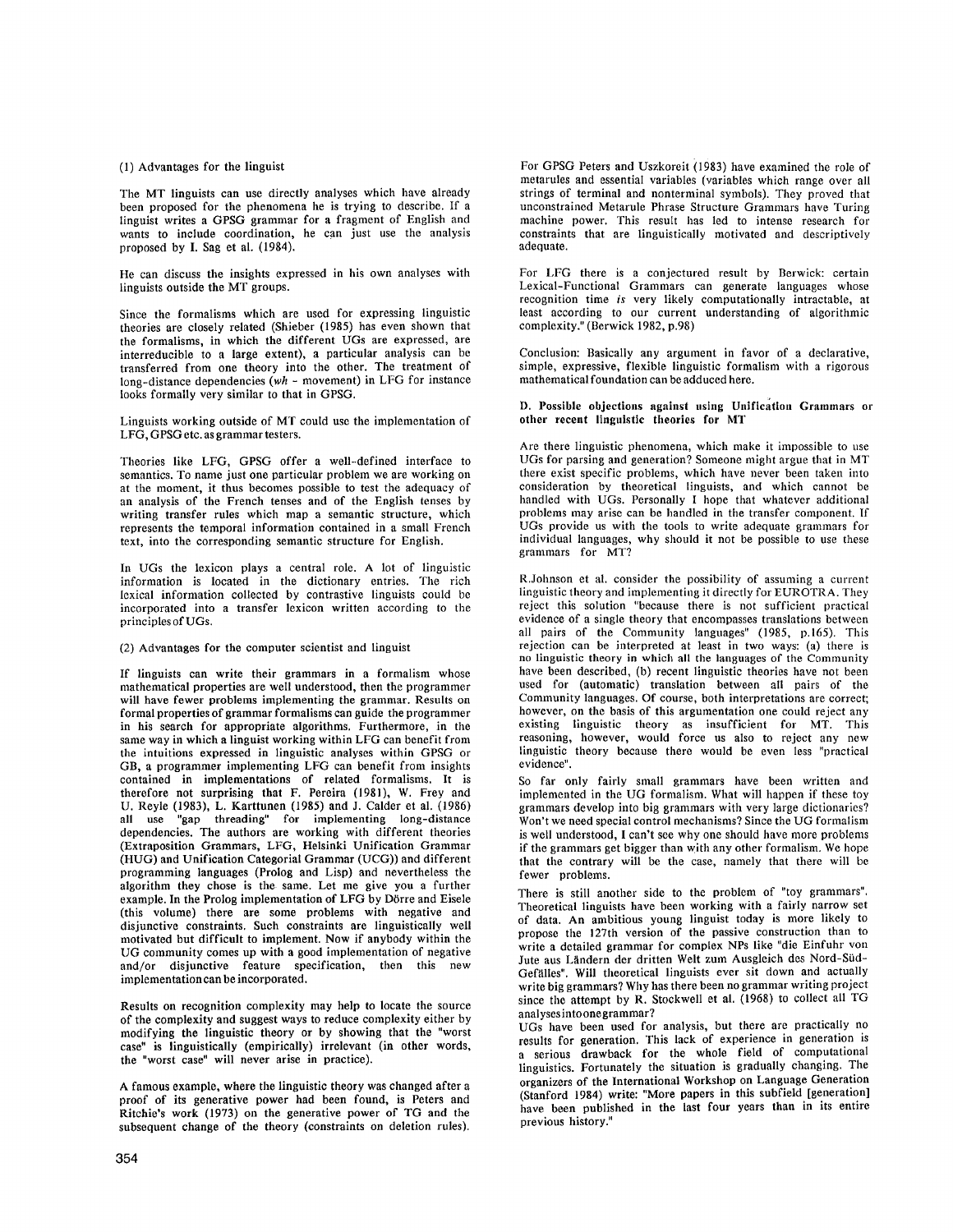(1) Advantages for the linguist

The MT linguists can use directly analyses which have already been proposed for the phenomena he is trying to describe. If a linguist writes a GPSG grammar for a fragment of English and wants to include coordination, he can just use the analysis proposed by I. Sag et al. (1984).

He can discuss the insights expressed in his own analyses with linguists outside the MT groups.

Since the formalisms which are used for expressing linguistic theories are closely related (Shieber (1985) has even shown that the formalisms, in which the different UGs are expressed, are interreducible to a large extent), a particular analysis can be transferred from one theory into the other. The treatment of long-distance dependencies (*wh* - movement) in LFG for instance looks formally very similar to that in GPSG.

Linguists working outside of MT could use the implementation of LFG, GPSG etc. as grammar testers.

Theories like LFG, GPSG offer a well-defined interface to semantics. To name just one particular problem we are working on at the moment, it thus becomes possible to test the adequacy of an analysis of the French tenses and of the English tenses by writing transfer rules which map a semantic structure, which represents the temporal information contained in a small French text, into the corresponding semantic structure for English.

In UGs the lexicon plays a central role. A lot of linguistic information is located in the dictionary entries. The rich lexical information collected by contrastive linguists could be incorporated into a transfer lexicon written according to the principles of UGs.

(2) Advantages for the computer scientist and linguist

If linguists can write their grammars in a formalism whose mathematical properties are well understood, then the programmer will have fewer problems implementing the grammar. Results on formal properties of grammar formalisms can guide the programmer in his search for appropriate algorithms. Furthermore, in the same way in which a linguist working within LFG can benefit from the intuitions expressed in linguistic analyses within GPSG or GB, a programmer implementing LFG can benefit from insights contained in implementations of related formalisms. It is therefore not surprising that F. Pereira (1981), W. Frey and U. Reyle (1983), L. Karttunen (1985) and J. Calder et al. (1986) all use "gap threading" for implementing long-distance dependencies. The authors are working with different theories (Extraposition Grammars, LFG, Helsinki Unification Grammar (HUG) and Unification Categorial Grammar (UCG)) and different programming languages (Prolog and Lisp) and nevertheless the algorithm they chose is the same. Let me give you a further example. In the Prolog implementation of LFG by Dörre and Eisele (this volume) there are some problems with negative and disjunctive constraints. Such constraints are linguistically well motivated but difficult to implement. Now if anybody within the UG community comes up with a good implementation of negative and/or disjunctive feature specification, then this new implementation can be incorporated.

Results on recognition complexity may help to locate the source of the complexity and suggest ways to reduce complexity either by modifying the linguistic theory or by showing that the "worst case" is linguistically (empirically) irrelevant (in other words, the "worst case" will never arise in practice).

A famous example, where the linguistic theory was changed after a proof of its generative power had been found, is Peters and Ritchie's work (1973) on the generative power of TG and the subsequent change of the theory (constraints on deletion rules).

For GPSG Peters and Uszkoreit (1983) have examined the role of metarules and essential variables (variables which range over all strings of terminal and nonterminal symbols). They proved that unconstrained Metarule Phrase Structure Grammars have Turing machine power. This result has led to intense research for constraints that are linguistically motivated and descriptively adequate.

For LFG there is a conjectured result by Berwick: certain Lexical-Functional Grammars can generate languages whose recognition time *is* very likely computationally intractable, at least according to our current understanding of algorithmic complexity." (Berwick 1982, p.98)

Conclusion: Basically any argument in favor of a declarative, simple, expressive, flexible linguistic formalism with a rigorous mathematical foundation can be adduced here.

**D. Possible objections against using Unification Grammars or other recent linguistic theories for MT**

Are there linguistic phenomena, which make it impossible to use UGs for parsing and generation? Someone might argue that in MT there exist specific problems, which have never been taken into consideration by theoretical linguists, and which cannot be handled with UGs. Personally I hope that whatever additional problems may arise can be handled in the transfer component. If UGs provide us with the tools to write adequate grammars for individual languages, why should it not be possible to use these grammars for MT?

R.Johnson et al. consider the possibility of assuming a current linguistic theory and implementing it directly for EUROTRA. They reject this solution "because there is not sufficient practical evidence of a single theory that encompasses translations between all pairs of the Community languages" (1985, p.165). This rejection can be interpreted at least in two ways: (a) there is no linguistic theory in which all the languages of the Community have been described, (b) recent linguistic theories have not been used for (automatic) translation between all pairs of the Community languages. Of course, both interpretations are correct; however, on the basis of this argumentation one could reject any existing linguistic theory as insufficient for MT. This reasoning, however, would force us also to reject any new linguistic theory because there would be even less "practical evidence".

So far only fairly small grammars have been written and implemented in the UG formalism. What will happen if these toy grammars develop into big grammars with very large dictionaries? Won't we need special control mechanisms? Since the UG formalism is well understood, I can't see why one should have more problems if the grammars get bigger than with any other formalism. We hope that the contrary will be the case, namely that there will be fewer problems.

There is still another side to the problem of "toy grammars". Theoretical linguists have been working with a fairly narrow set of data. An ambitious young linguist today is more likely to propose the 127th version of the passive construction than to write a detailed grammar for complex NPs like "die Einfuhr von Jute aus Ländern der dritten Welt zum Ausgleich des Nord-Süd-Gefälles". Will theoretical linguists ever sit down and actually write big grammars? Why has there been no grammar writing project since the attempt by R. Stockwell et al. (1968) to collect all TG analyses into one grammar?

UGs have been used for analysis, but there are practically no results for generation. This lack of experience in generation is a serious drawback for the whole field of computational linguistics. Fortunately the situation is gradually changing. The organizers of the International Workshop on Language Generation (Stanford 1984) write: "More papers in this subfield [generation] have been published in the last four years than in its entire previous history."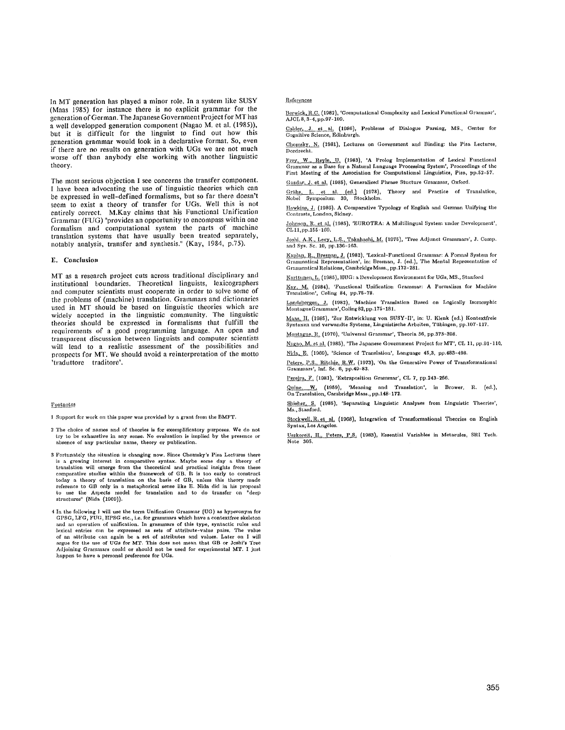In MT generation has played a minor role. In a system like SUSY (Maas 1985) for instance there is no explicit grammar for the generation of German. The Japanese Government Project for MT has a well developped generation component (Nagao M. et al. (1985)), but it is difficult for the linguist to find out how this generation grammar would look in a declarative format. So, even if there are no results on generation with UGs we are not much worse off than anybody else working with another linguistic theory.

The most serious objection I see concerns the transfer component. I have been advocating the use of linguistic theories which can be expressed in well-defined formalisms, but so far there doesn't seem to exist a theory of transfer for UGs. Well this is not entirely correct. M.Kay claims that his Functional Unification Grammar (FUG) "provides an opportunity to encompass within one formalism and computational system the parts of machine translation systems that have usually been treated separately, notably analysis, transfer and synthesis." (Kay, 1984, p.75).

### E. Conclusion

MT as a research project cuts across traditional disciplinary and institutional boundaries. Theoretical linguists, lexicographers and computer scientists must cooperate in order to solve some of the problems of (machine) translation. Grammars and dictionaries used in MT should be based on linguistic theories which are widely accepted in the linguistic community. The linguistic theories should be expressed in formalisms that fulfill the requirements of a good programming language. An open and transparent discussion between linguists and computer scientists will lead to a realistic assessment of the possibilities and prospects for MT. We should avoid a reinterpretation of the motto 'traduttore traditore'.

#### Footnotes

1 Support for work on this paper was provided by a grant from the BMFT.

2 The choice of names and of theories is for exemplificatory purposes. We do not try to be exhaustive in any sense. No evaluation is implied by the presence or absence of any particular name, theory or publication.

3 Fortunately the situation is changing now. Since Chomsky's Pisa Lectures there is a growing interest in comparative syntax. Maybe some day a theory of translation will emerge from the theoretical and practical insights from these comparative studies within the framework of GB. It is too early to construct today a theory of translation on the basis of GB, unless this theory made reference to GB only in a metaphorical sense like E. Nida did in his proposal to use the Aspects model for translation and to do transfer on "deep structures" (Nida (1969)).

4 In the following I will use the term Unification Grammar (UG) as hyperonym for GPSG, LFG, FUG, HPSG etc., i.e. for grammars which have a contextfree skeleton and an operation of unification. In grammars of this type, syntactic rules and lexical entries can be expressed as sets of attribute-value pairs. The value of an attribute can again be a set of attributes and values. Later on I will argue for the use of UGs for MT. This does not mean that GB or Joshi's Tree Adjoining Grammars could or should not be used for experimental MT. I just happen to have a personal preference for UGs.

#### References

Berwick, R.C. (1982), 'Computational Complexity and Lexical Functional Grammar', AJCL 8, 3-4, pp.97-109.

Calder, J. et al. (1986), Problems of Dialogue Parsing, MS., Center for Cognitive Science, Edinburgh.

Chomsky, N. (1981), Lectures on Government and Binding: the Pisa Lectures, Dordrecht.

Frey, W., Reyle, U. (1983), 'A Prolog Implementation of Lexical Functional Grammar as a Base for a Natural Language Processing System', Proceedings of the First Meeting of the Association for Computational Linguistics, Pisa, pp.52-57.

Gazdar, J. et al. (1985), Generalized Phrase Stucture Grammar, Oxford.

Grähs, L. et al. (ed.) (1978), Theory and Practice of Translation, Nobel Symposium 39, Stockholm.

Hawkins, J. (1986), A Comparative Typology of English and German Unifying the Contrasts, London, Sidney.

Johnson, R. et al. (1985), 'EUROTRA: A Multilingual System under Development', CL11, pp.155-169.

Joshi, A.K., Levy, L.S., Takahashi, M. (1975), 'Tree Adjunct Grammars', J. Comp. and Sys. Sc. 10, pp.136-163.

Kaplan, R., Bresnan, J. (1982), 'Lexical-Functional Grammar: A Formal System for Grammatical Representation', in: Bresnan, J. (ed.), The Mental Representation of Grammatical Relations, Cambridge Mass., pp.173-281.

Karttunen, L. (1985), HUG: a Development Environment for UGs, MS., Stanford

Kay, M. (1984), 'Functional Unification Grammar: A Formalism for Machine Translation', Coling 84, pp.75-78.

Landsbergen, J. (1982), 'Machine Translation Based on Logically Isomorphic Montague Grammars', Coling 82, pp.175-181.

Maas, H. (1985), 'Zur Entwicklung von SUSY-II', in: U. Klenk (ed.) Kontextfreie Syntaxen und verwandte Systeme, Linguistische Arbeiten, Tübingen, pp.107-117.

Montague, R. (1970), 'Universal Grammar', Theoria 36, pp.373-398.

Nagao, M. et al. (1985), 'The Japanese Government Project for MT', CL 11, pp.91-110.

Nida, E. (1969), 'Science of Translation', Language 45,3, pp.483-498.

Peters, P.S., Ritchie, R.W. (1973), 'On the Generative Power of Transformational Grammars', Inf. Sc. 6, pp.49-83.

Pereira, F. (1981), 'Extraposition Grammar', CL 7, pp.243-256.

Quine, W. (1959), 'Meaning and Translation', in Brower, R. (ed.), On Translation, Cambridge Mass., pp.148-172.

Shieber, S. (1985), 'Separating Linguistic Analyses from Linguistic Theories', Ms., Stanford.

Stockwell, R. et al. (1968), Integration of Transformational Theories on English Syntax, Los Angeles.

Uszkoreit, H., Peters, P.S. (1983), Essential Variables in Metarules, SRI Tech. Note 305.